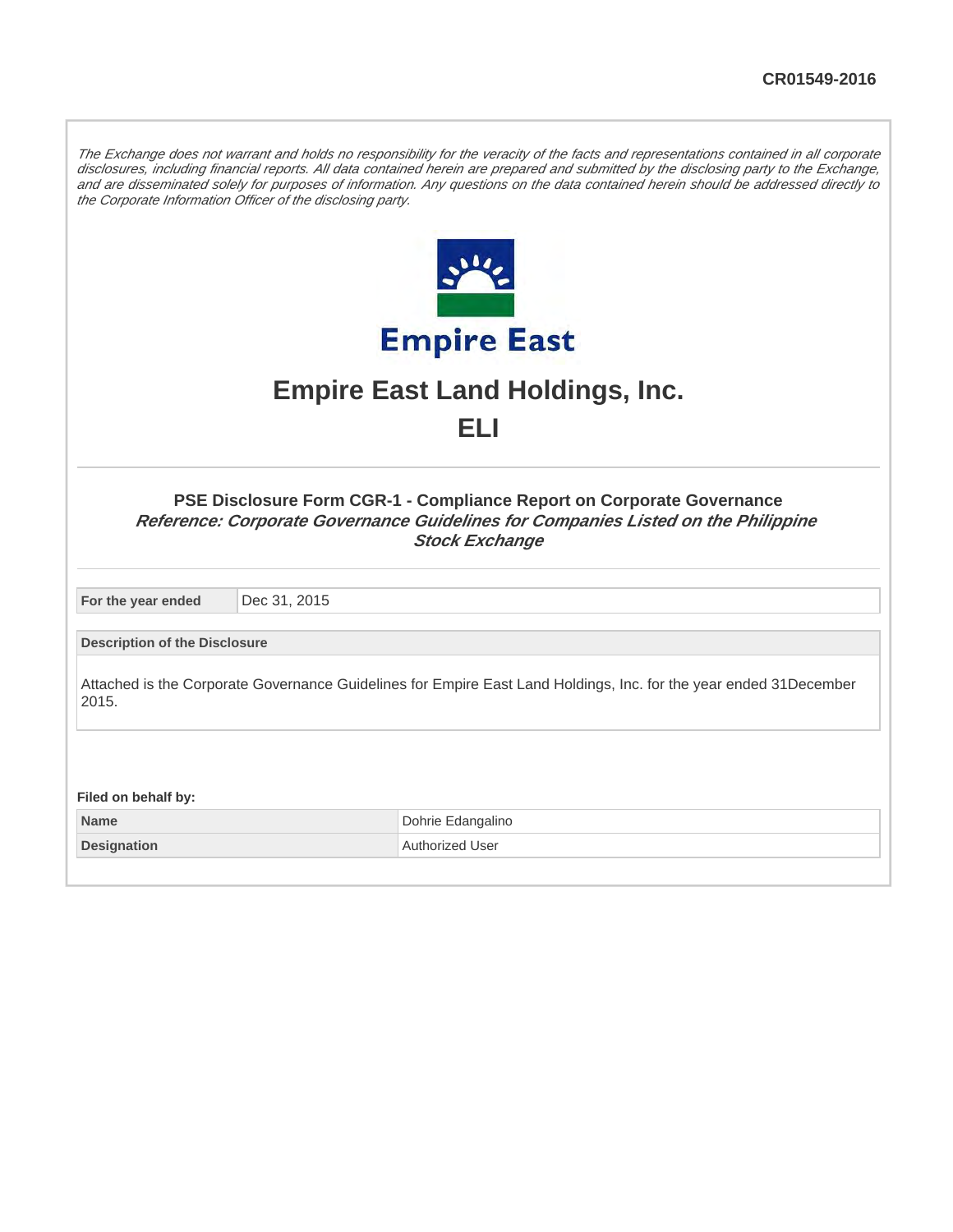CR01549-2016

*The Exchange does not warrant and holds no responsibility for the veracity of the facts and representations contained in all corporate disclosures, including financial reports. All data contained herein are prepared and submitted by the disclosing party to the Exchange, and are disseminated solely for purposes of information. Any questions on the data contained herein should be addressed directly to the Corporate Information Officer of the disclosing party.*

Empire East

# Empire East Land Holdings, Inc.

## ELI

### PSE Disclosure Form CGR-1 - Compliance Report on Corporate Governance

***Reference: Corporate Governance Guidelines for Companies Listed on the Philippine Stock Exchange***

| For the year ended | Dec 31, 2015 |
|---|---|

**Description of the Disclosure**

Attached is the Corporate Governance Guidelines for Empire East Land Holdings, Inc. for the year ended 31December 2015.

**Filed on behalf by:**

| Name | Dohrie Edangalino |
|---|---|
| Designation | Authorized User |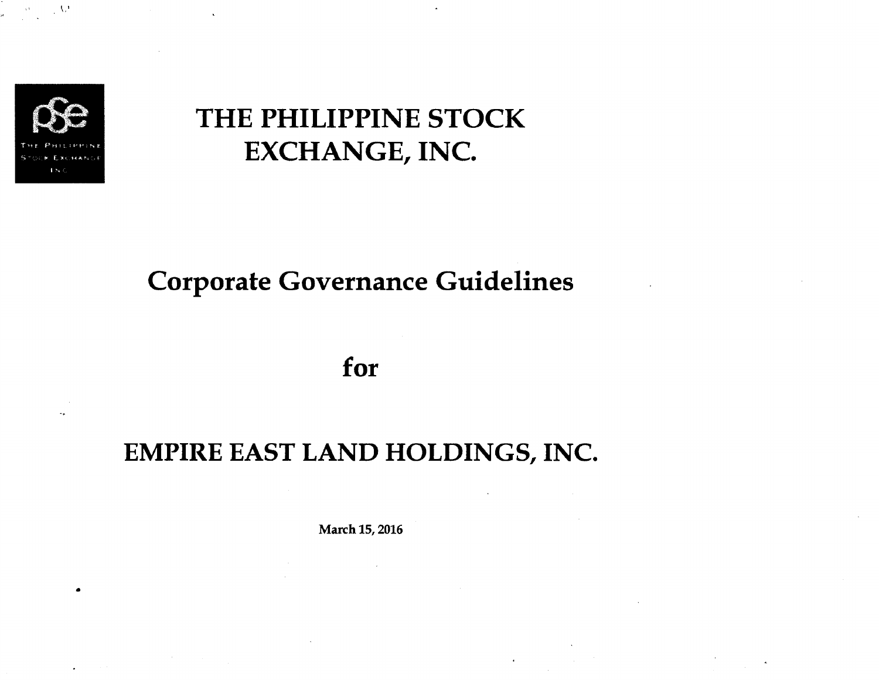# THE PHILIPPINE STOCK EXCHANGE, INC.

## Corporate Governance Guidelines

## for

## EMPIRE EAST LAND HOLDINGS, INC.

March 15, 2016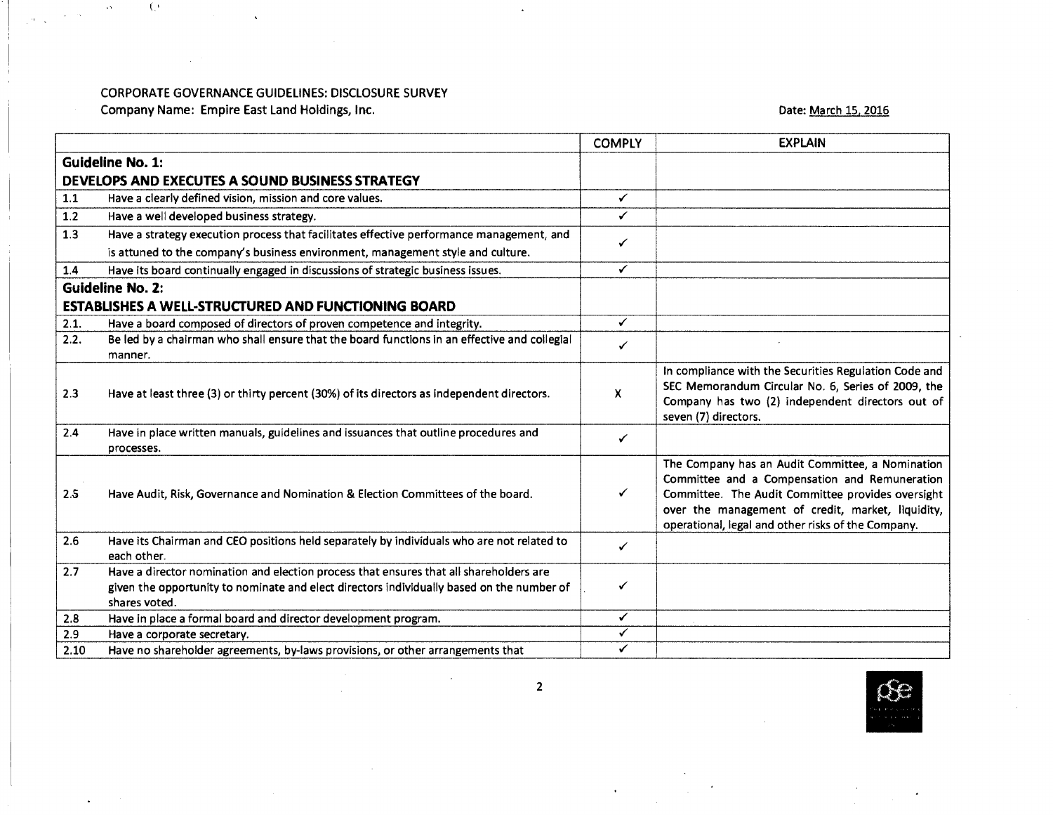CORPORATE GOVERNANCE GUIDELINES: DISCLOSURE SURVEY
Company Name: Empire East Land Holdings, Inc.

Date: March 15, 2016

| | | COMPLY | EXPLAIN |
|---|---|---|---|
| **Guideline No. 1: DEVELOPS AND EXECUTES A SOUND BUSINESS STRATEGY** | | | |
| 1.1 | Have a clearly defined vision, mission and core values. | ✓ | |
| 1.2 | Have a well developed business strategy. | ✓ | |
| 1.3 | Have a strategy execution process that facilitates effective performance management, and is attuned to the company's business environment, management style and culture. | ✓ | |
| 1.4 | Have its board continually engaged in discussions of strategic business issues. | ✓ | |
| **Guideline No. 2: ESTABLISHES A WELL-STRUCTURED AND FUNCTIONING BOARD** | | | |
| 2.1. | Have a board composed of directors of proven competence and integrity. | ✓ | |
| 2.2. | Be led by a chairman who shall ensure that the board functions in an effective and collegial manner. | ✓ | |
| 2.3 | Have at least three (3) or thirty percent (30%) of its directors as independent directors. | X | In compliance with the Securities Regulation Code and SEC Memorandum Circular No. 6, Series of 2009, the Company has two (2) independent directors out of seven (7) directors. |
| 2.4 | Have in place written manuals, guidelines and issuances that outline procedures and processes. | ✓ | |
| 2.5 | Have Audit, Risk, Governance and Nomination & Election Committees of the board. | ✓ | The Company has an Audit Committee, a Nomination Committee and a Compensation and Remuneration Committee. The Audit Committee provides oversight over the management of credit, market, liquidity, operational, legal and other risks of the Company. |
| 2.6 | Have its Chairman and CEO positions held separately by individuals who are not related to each other. | ✓ | |
| 2.7 | Have a director nomination and election process that ensures that all shareholders are given the opportunity to nominate and elect directors individually based on the number of shares voted. | ✓ | |
| 2.8 | Have in place a formal board and director development program. | ✓ | |
| 2.9 | Have a corporate secretary. | ✓ | |
| 2.10 | Have no shareholder agreements, by-laws provisions, or other arrangements that | ✓ | |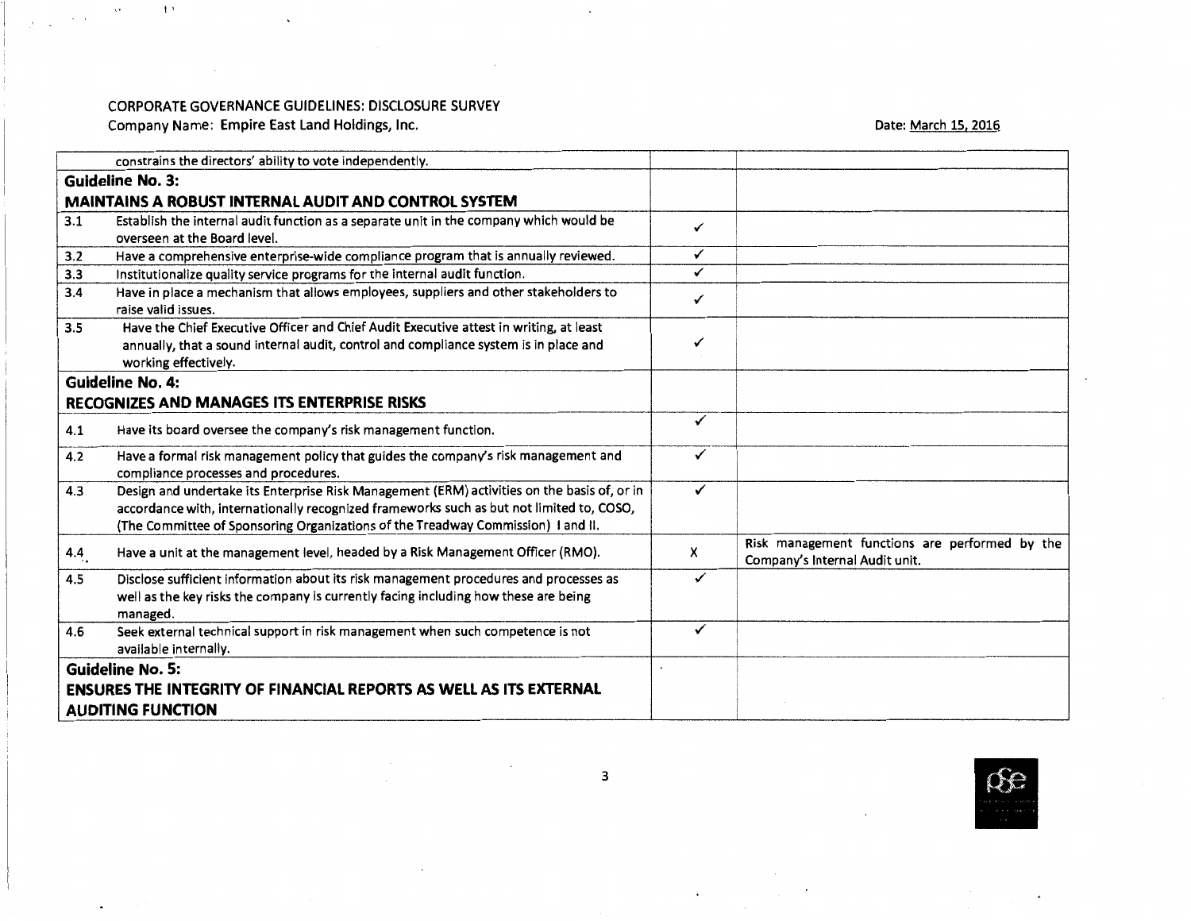CORPORATE GOVERNANCE GUIDELINES: DISCLOSURE SURVEY
Company Name: Empire East Land Holdings, Inc.

Date: March 15, 2016

| | | | |
|---|---|---|---|
| | constrains the directors' ability to vote independently. | | |
| **Guideline No. 3: MAINTAINS A ROBUST INTERNAL AUDIT AND CONTROL SYSTEM** | | | |
| 3.1 | Establish the internal audit function as a separate unit in the company which would be overseen at the Board level. | ✓ | |
| 3.2 | Have a comprehensive enterprise-wide compliance program that is annually reviewed. | ✓ | |
| 3.3 | Institutionalize quality service programs for the internal audit function. | ✓ | |
| 3.4 | Have in place a mechanism that allows employees, suppliers and other stakeholders to raise valid issues. | ✓ | |
| 3.5 | Have the Chief Executive Officer and Chief Audit Executive attest in writing, at least annually, that a sound internal audit, control and compliance system is in place and working effectively. | ✓ | |
| **Guideline No. 4: RECOGNIZES AND MANAGES ITS ENTERPRISE RISKS** | | | |
| 4.1 | Have its board oversee the company's risk management function. | ✓ | |
| 4.2 | Have a formal risk management policy that guides the company's risk management and compliance processes and procedures. | ✓ | |
| 4.3 | Design and undertake its Enterprise Risk Management (ERM) activities on the basis of, or in accordance with, internationally recognized frameworks such as but not limited to, COSO, (The Committee of Sponsoring Organizations of the Treadway Commission) I and II. | ✓ | |
| 4.4 | Have a unit at the management level, headed by a Risk Management Officer (RMO). | X | Risk management functions are performed by the Company's Internal Audit unit. |
| 4.5 | Disclose sufficient information about its risk management procedures and processes as well as the key risks the company is currently facing including how these are being managed. | ✓ | |
| 4.6 | Seek external technical support in risk management when such competence is not available internally. | ✓ | |
| **Guideline No. 5: ENSURES THE INTEGRITY OF FINANCIAL REPORTS AS WELL AS ITS EXTERNAL AUDITING FUNCTION** | | | |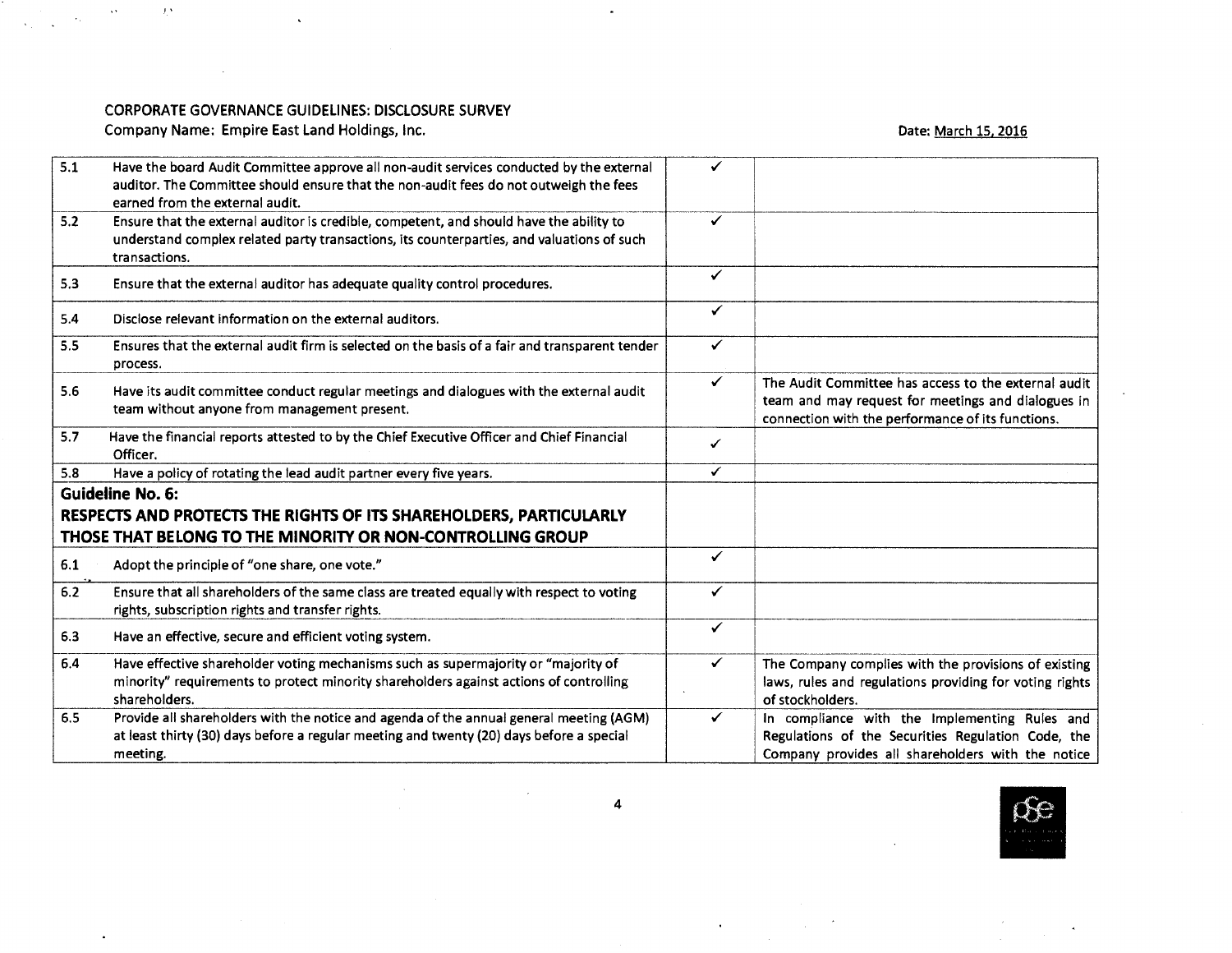CORPORATE GOVERNANCE GUIDELINES: DISCLOSURE SURVEY

Company Name: Empire East Land Holdings, Inc.

Date: March 15, 2016

| | | | |
|---|---|---|---|
| 5.1 | Have the board Audit Committee approve all non-audit services conducted by the external auditor. The Committee should ensure that the non-audit fees do not outweigh the fees earned from the external audit. | ✓ | |
| 5.2 | Ensure that the external auditor is credible, competent, and should have the ability to understand complex related party transactions, its counterparties, and valuations of such transactions. | ✓ | |
| 5.3 | Ensure that the external auditor has adequate quality control procedures. | ✓ | |
| 5.4 | Disclose relevant information on the external auditors. | ✓ | |
| 5.5 | Ensures that the external audit firm is selected on the basis of a fair and transparent tender process. | ✓ | |
| 5.6 | Have its audit committee conduct regular meetings and dialogues with the external audit team without anyone from management present. | ✓ | The Audit Committee has access to the external audit team and may request for meetings and dialogues in connection with the performance of its functions. |
| 5.7 | Have the financial reports attested to by the Chief Executive Officer and Chief Financial Officer. | ✓ | |
| 5.8 | Have a policy of rotating the lead audit partner every five years. | ✓ | |
| **Guideline No. 6: RESPECTS AND PROTECTS THE RIGHTS OF ITS SHAREHOLDERS, PARTICULARLY THOSE THAT BELONG TO THE MINORITY OR NON-CONTROLLING GROUP** | | | |
| 6.1 | Adopt the principle of "one share, one vote." | ✓ | |
| 6.2 | Ensure that all shareholders of the same class are treated equally with respect to voting rights, subscription rights and transfer rights. | ✓ | |
| 6.3 | Have an effective, secure and efficient voting system. | ✓ | |
| 6.4 | Have effective shareholder voting mechanisms such as supermajority or "majority of minority" requirements to protect minority shareholders against actions of controlling shareholders. | ✓ | The Company complies with the provisions of existing laws, rules and regulations providing for voting rights of stockholders. |
| 6.5 | Provide all shareholders with the notice and agenda of the annual general meeting (AGM) at least thirty (30) days before a regular meeting and twenty (20) days before a special meeting. | ✓ | In compliance with the Implementing Rules and Regulations of the Securities Regulation Code, the Company provides all shareholders with the notice |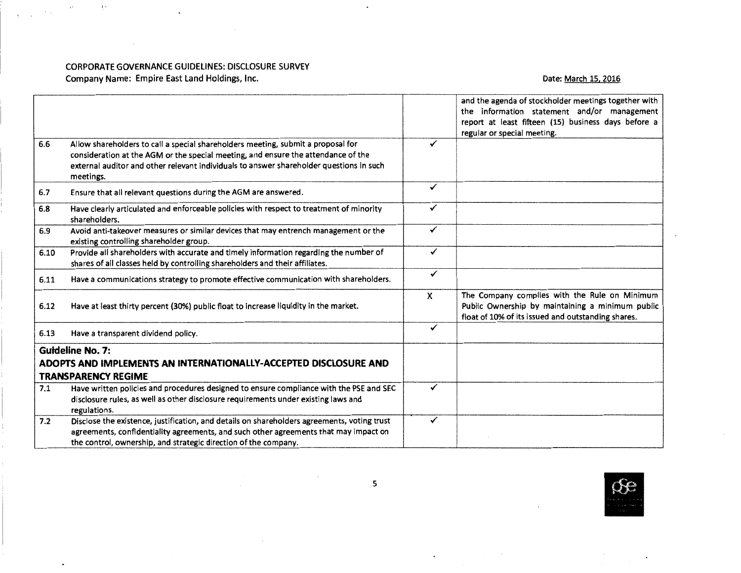CORPORATE GOVERNANCE GUIDELINES: DISCLOSURE SURVEY
Company Name: Empire East Land Holdings, Inc. Date: March 15, 2016

| | | | |
|---|---|---|---|
| | | | and the agenda of stockholder meetings together with the information statement and/or management report at least fifteen (15) business days before a regular or special meeting. |
| 6.6 | Allow shareholders to call a special shareholders meeting, submit a proposal for consideration at the AGM or the special meeting, and ensure the attendance of the external auditor and other relevant individuals to answer shareholder questions in such meetings. | ✓ | |
| 6.7 | Ensure that all relevant questions during the AGM are answered. | ✓ | |
| 6.8 | Have clearly articulated and enforceable policies with respect to treatment of minority shareholders. | ✓ | |
| 6.9 | Avoid anti-takeover measures or similar devices that may entrench management or the existing controlling shareholder group. | ✓ | |
| 6.10 | Provide all shareholders with accurate and timely information regarding the number of shares of all classes held by controlling shareholders and their affiliates. | ✓ | |
| 6.11 | Have a communications strategy to promote effective communication with shareholders. | ✓ | |
| 6.12 | Have at least thirty percent (30%) public float to increase liquidity in the market. | X | The Company complies with the Rule on Minimum Public Ownership by maintaining a minimum public float of 10% of its issued and outstanding shares. |
| 6.13 | Have a transparent dividend policy. | ✓ | |
| **Guideline No. 7: ADOPTS AND IMPLEMENTS AN INTERNATIONALLY-ACCEPTED DISCLOSURE AND TRANSPARENCY REGIME** | | | |
| 7.1 | Have written policies and procedures designed to ensure compliance with the PSE and SEC disclosure rules, as well as other disclosure requirements under existing laws and regulations. | ✓ | |
| 7.2 | Disclose the existence, justification, and details on shareholders agreements, voting trust agreements, confidentiality agreements, and such other agreements that may impact on the control, ownership, and strategic direction of the company. | ✓ | |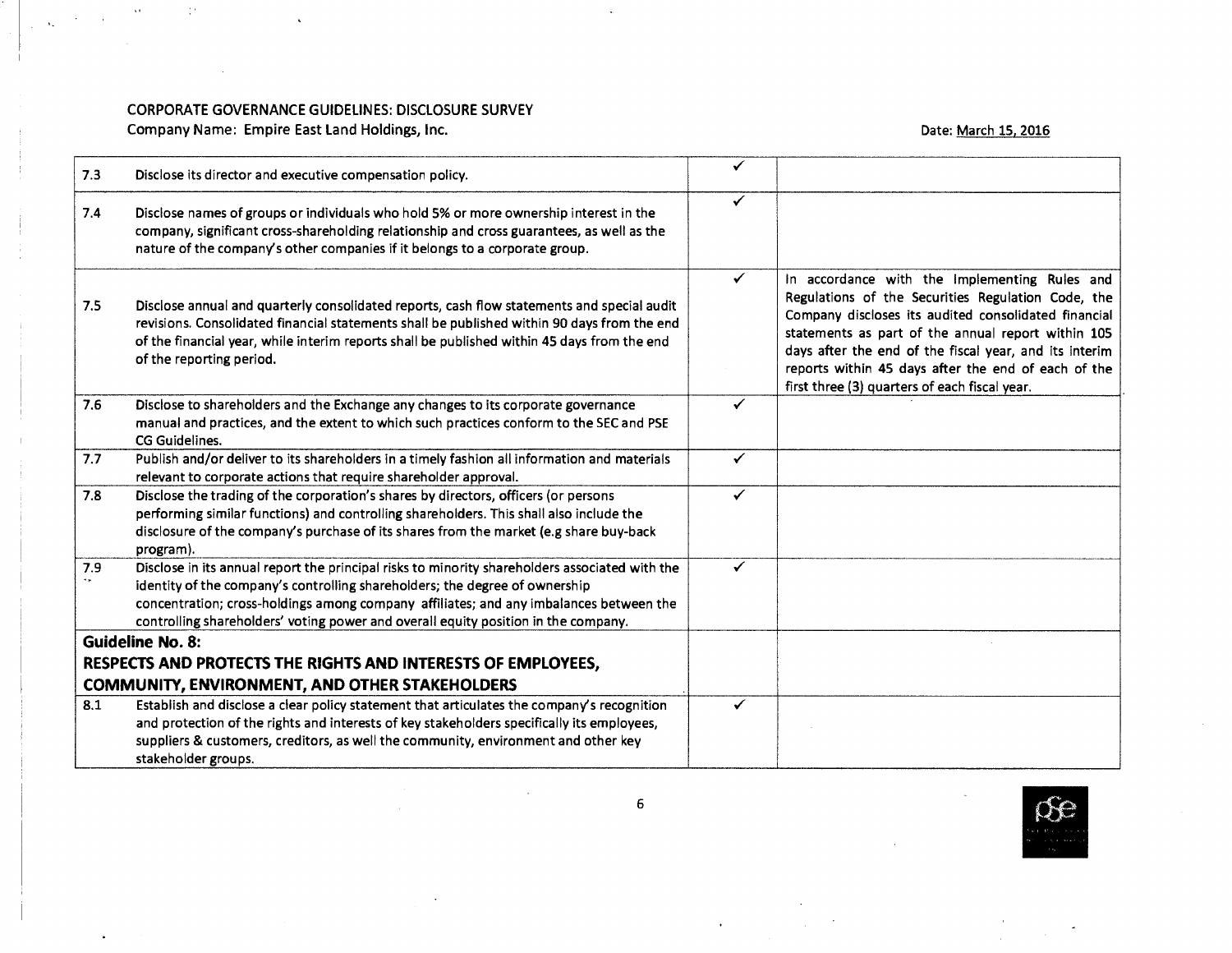CORPORATE GOVERNANCE GUIDELINES: DISCLOSURE SURVEY
Company Name: Empire East Land Holdings, Inc.

Date: March 15, 2016

| | | | |
|---|---|---|---|
| 7.3 | Disclose its director and executive compensation policy. | ✓ | |
| 7.4 | Disclose names of groups or individuals who hold 5% or more ownership interest in the company, significant cross-shareholding relationship and cross guarantees, as well as the nature of the company's other companies if it belongs to a corporate group. | ✓ | |
| 7.5 | Disclose annual and quarterly consolidated reports, cash flow statements and special audit revisions. Consolidated financial statements shall be published within 90 days from the end of the financial year, while interim reports shall be published within 45 days from the end of the reporting period. | ✓ | In accordance with the Implementing Rules and Regulations of the Securities Regulation Code, the Company discloses its audited consolidated financial statements as part of the annual report within 105 days after the end of the fiscal year, and its interim reports within 45 days after the end of each of the first three (3) quarters of each fiscal year. |
| 7.6 | Disclose to shareholders and the Exchange any changes to its corporate governance manual and practices, and the extent to which such practices conform to the SEC and PSE CG Guidelines. | ✓ | |
| 7.7 | Publish and/or deliver to its shareholders in a timely fashion all information and materials relevant to corporate actions that require shareholder approval. | ✓ | |
| 7.8 | Disclose the trading of the corporation's shares by directors, officers (or persons performing similar functions) and controlling shareholders. This shall also include the disclosure of the company's purchase of its shares from the market (e.g share buy-back program). | ✓ | |
| 7.9 | Disclose in its annual report the principal risks to minority shareholders associated with the identity of the company's controlling shareholders; the degree of ownership concentration; cross-holdings among company affiliates; and any imbalances between the controlling shareholders' voting power and overall equity position in the company. | ✓ | |
| **Guideline No. 8:** | **RESPECTS AND PROTECTS THE RIGHTS AND INTERESTS OF EMPLOYEES, COMMUNITY, ENVIRONMENT, AND OTHER STAKEHOLDERS** | | |
| 8.1 | Establish and disclose a clear policy statement that articulates the company's recognition and protection of the rights and interests of key stakeholders specifically its employees, suppliers & customers, creditors, as well the community, environment and other key stakeholder groups. | ✓ | |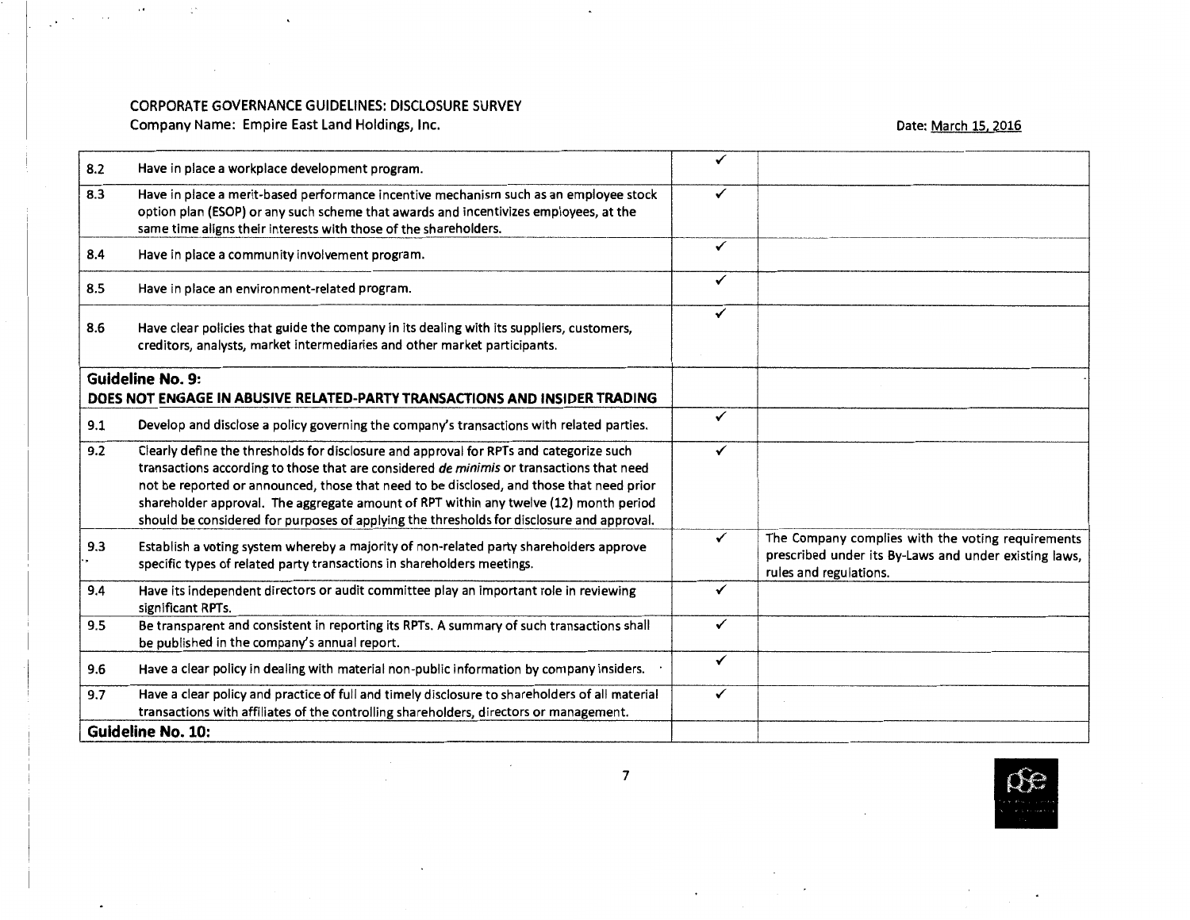CORPORATE GOVERNANCE GUIDELINES: DISCLOSURE SURVEY
Company Name: Empire East Land Holdings, Inc.

Date: March 15, 2016

| | | | |
|---|---|---|---|
| 8.2 | Have in place a workplace development program. | ✓ | |
| 8.3 | Have in place a merit-based performance incentive mechanism such as an employee stock option plan (ESOP) or any such scheme that awards and incentivizes employees, at the same time aligns their interests with those of the shareholders. | ✓ | |
| 8.4 | Have in place a community involvement program. | ✓ | |
| 8.5 | Have in place an environment-related program. | ✓ | |
| 8.6 | Have clear policies that guide the company in its dealing with its suppliers, customers, creditors, analysts, market intermediaries and other market participants. | ✓ | |
| **Guideline No. 9: DOES NOT ENGAGE IN ABUSIVE RELATED-PARTY TRANSACTIONS AND INSIDER TRADING** | | | |
| 9.1 | Develop and disclose a policy governing the company's transactions with related parties. | ✓ | |
| 9.2 | Clearly define the thresholds for disclosure and approval for RPTs and categorize such transactions according to those that are considered *de minimis* or transactions that need not be reported or announced, those that need to be disclosed, and those that need prior shareholder approval. The aggregate amount of RPT within any twelve (12) month period should be considered for purposes of applying the thresholds for disclosure and approval. | ✓ | |
| 9.3 | Establish a voting system whereby a majority of non-related party shareholders approve specific types of related party transactions in shareholders meetings. | ✓ | The Company complies with the voting requirements prescribed under its By-Laws and under existing laws, rules and regulations. |
| 9.4 | Have its independent directors or audit committee play an important role in reviewing significant RPTs. | ✓ | |
| 9.5 | Be transparent and consistent in reporting its RPTs. A summary of such transactions shall be published in the company's annual report. | ✓ | |
| 9.6 | Have a clear policy in dealing with material non-public information by company insiders. | ✓ | |
| 9.7 | Have a clear policy and practice of full and timely disclosure to shareholders of all material transactions with affiliates of the controlling shareholders, directors or management. | ✓ | |
| **Guideline No. 10:** | | | |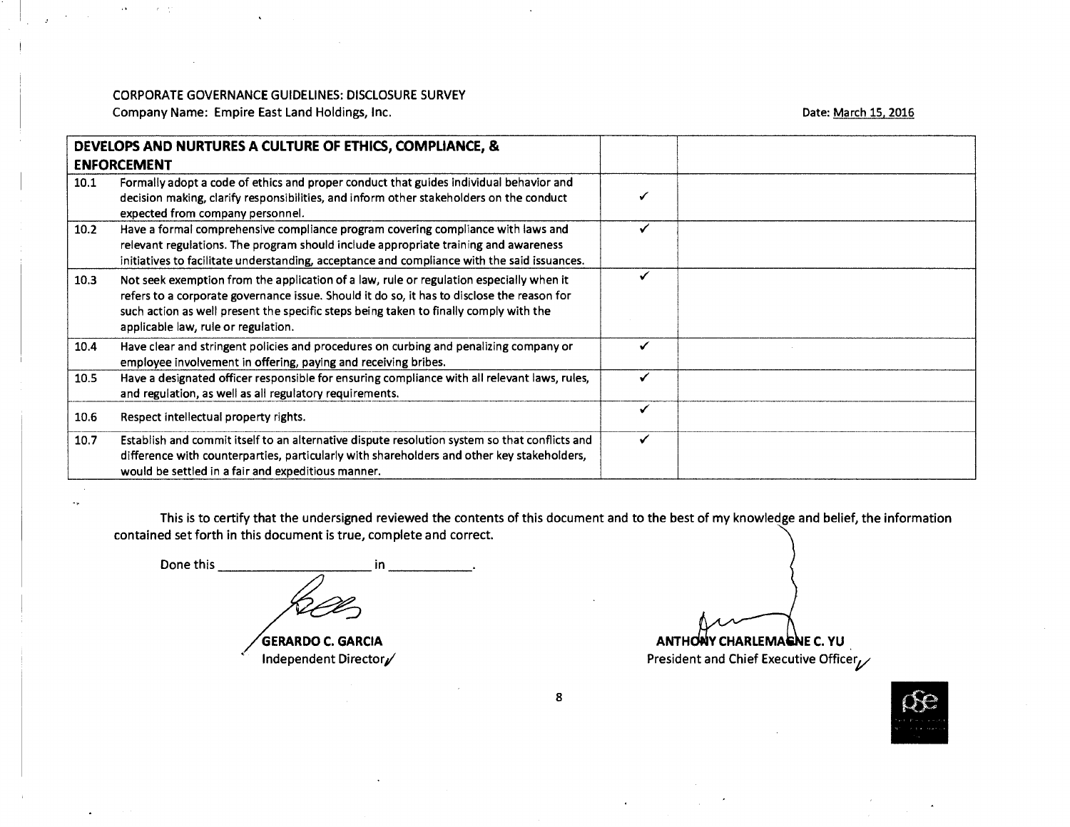CORPORATE GOVERNANCE GUIDELINES: DISCLOSURE SURVEY

Company Name: Empire East Land Holdings, Inc.

Date: March 15, 2016

| DEVELOPS AND NURTURES A CULTURE OF ETHICS, COMPLIANCE, & ENFORCEMENT | | | |
|---|---|---|---|
| 10.1 | Formally adopt a code of ethics and proper conduct that guides individual behavior and decision making, clarify responsibilities, and inform other stakeholders on the conduct expected from company personnel. | ✓ | |
| 10.2 | Have a formal comprehensive compliance program covering compliance with laws and relevant regulations. The program should include appropriate training and awareness initiatives to facilitate understanding, acceptance and compliance with the said issuances. | ✓ | |
| 10.3 | Not seek exemption from the application of a law, rule or regulation especially when it refers to a corporate governance issue. Should it do so, it has to disclose the reason for such action as well present the specific steps being taken to finally comply with the applicable law, rule or regulation. | ✓ | |
| 10.4 | Have clear and stringent policies and procedures on curbing and penalizing company or employee involvement in offering, paying and receiving bribes. | ✓ | |
| 10.5 | Have a designated officer responsible for ensuring compliance with all relevant laws, rules, and regulation, as well as all regulatory requirements. | ✓ | |
| 10.6 | Respect intellectual property rights. | ✓ | |
| 10.7 | Establish and commit itself to an alternative dispute resolution system so that conflicts and difference with counterparties, particularly with shareholders and other key stakeholders, would be settled in a fair and expeditious manner. | ✓ | |

This is to certify that the undersigned reviewed the contents of this document and to the best of my knowledge and belief, the information contained set forth in this document is true, complete and correct.

Done this ____________________ in __________.

**GERARDO C. GARCIA**
Independent Director

**ANTHONY CHARLEMAGNE C. YU**
President and Chief Executive Officer